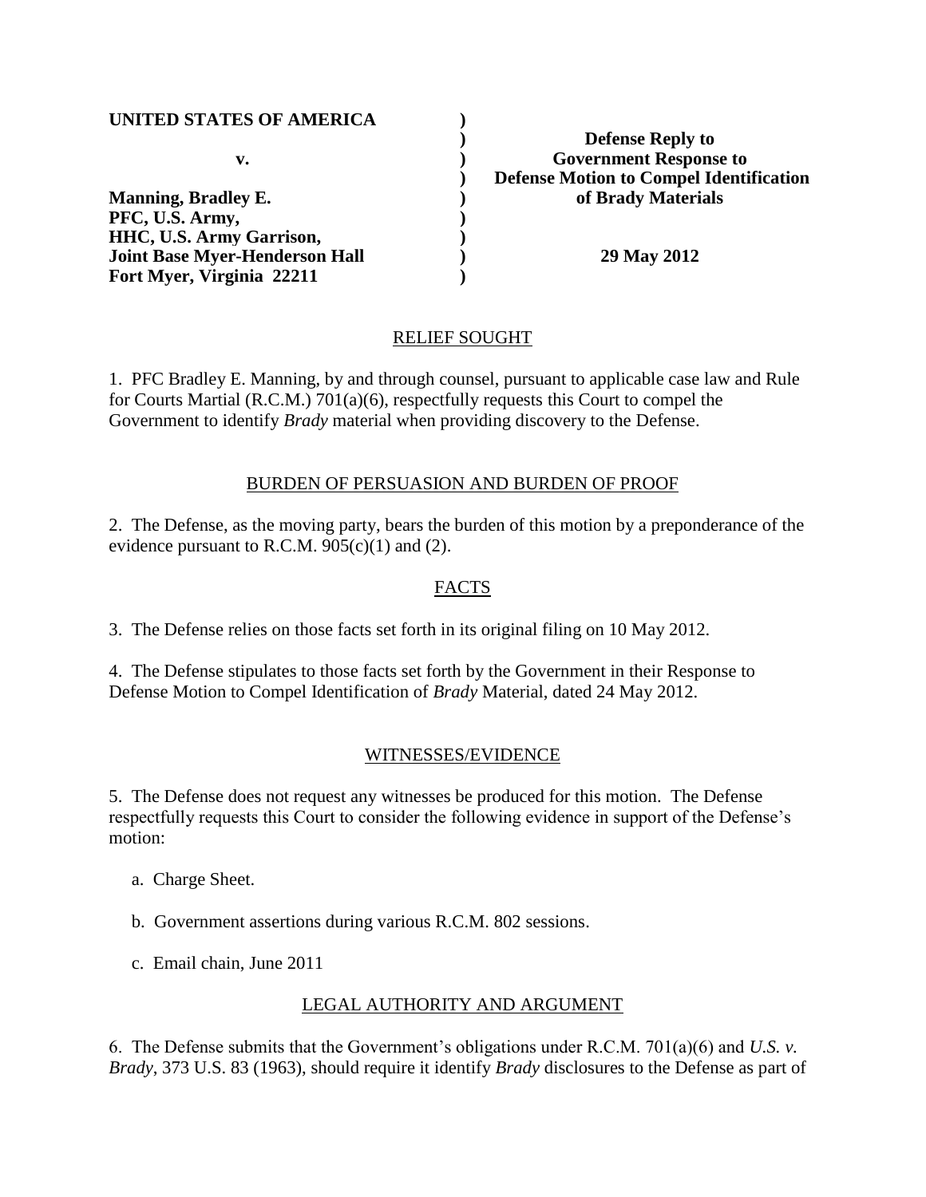| | | |
|---|---|---|
| **UNITED STATES OF AMERICA** | ) | |
| | ) | **Defense Reply to** |
| **v.** | ) | **Government Response to** |
| | ) | **Defense Motion to Compel Identification** |
| **Manning, Bradley E.** | ) | **of Brady Materials** |
| **PFC, U.S. Army,** | ) | |
| **HHC, U.S. Army Garrison,** | ) | |
| **Joint Base Myer-Henderson Hall** | ) | **29 May 2012** |
| **Fort Myer, Virginia 22211** | ) | |

## RELIEF SOUGHT

1. PFC Bradley E. Manning, by and through counsel, pursuant to applicable case law and Rule for Courts Martial (R.C.M.) 701(a)(6), respectfully requests this Court to compel the Government to identify *Brady* material when providing discovery to the Defense.

## BURDEN OF PERSUASION AND BURDEN OF PROOF

2. The Defense, as the moving party, bears the burden of this motion by a preponderance of the evidence pursuant to R.C.M. 905(c)(1) and (2).

## FACTS

3. The Defense relies on those facts set forth in its original filing on 10 May 2012.

4. The Defense stipulates to those facts set forth by the Government in their Response to Defense Motion to Compel Identification of *Brady* Material, dated 24 May 2012.

## WITNESSES/EVIDENCE

5. The Defense does not request any witnesses be produced for this motion. The Defense respectfully requests this Court to consider the following evidence in support of the Defense's motion:

a. Charge Sheet.

b. Government assertions during various R.C.M. 802 sessions.

c. Email chain, June 2011

## LEGAL AUTHORITY AND ARGUMENT

6. The Defense submits that the Government's obligations under R.C.M. 701(a)(6) and *U.S. v. Brady*, 373 U.S. 83 (1963), should require it identify *Brady* disclosures to the Defense as part of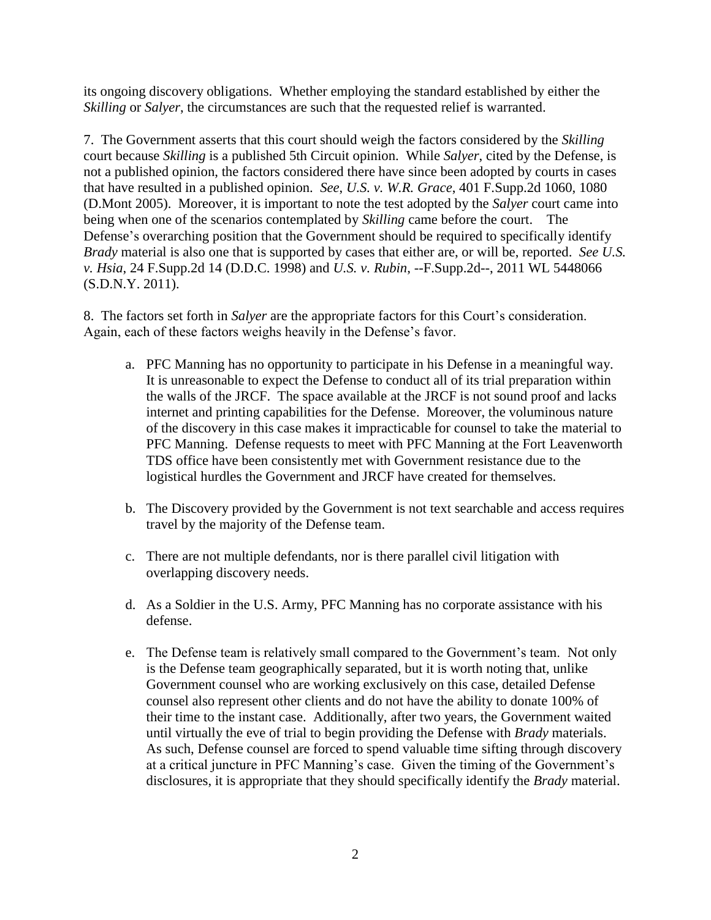its ongoing discovery obligations. Whether employing the standard established by either the *Skilling* or *Salyer*, the circumstances are such that the requested relief is warranted.

7. The Government asserts that this court should weigh the factors considered by the *Skilling* court because *Skilling* is a published 5th Circuit opinion. While *Salyer*, cited by the Defense, is not a published opinion, the factors considered there have since been adopted by courts in cases that have resulted in a published opinion. *See, U.S. v. W.R. Grace*, 401 F.Supp.2d 1060, 1080 (D.Mont 2005). Moreover, it is important to note the test adopted by the *Salyer* court came into being when one of the scenarios contemplated by *Skilling* came before the court. The Defense's overarching position that the Government should be required to specifically identify *Brady* material is also one that is supported by cases that either are, or will be, reported. *See U.S. v. Hsia*, 24 F.Supp.2d 14 (D.D.C. 1998) and *U.S. v. Rubin*, --F.Supp.2d--, 2011 WL 5448066 (S.D.N.Y. 2011).

8. The factors set forth in *Salyer* are the appropriate factors for this Court's consideration. Again, each of these factors weighs heavily in the Defense's favor.

a. PFC Manning has no opportunity to participate in his Defense in a meaningful way. It is unreasonable to expect the Defense to conduct all of its trial preparation within the walls of the JRCF. The space available at the JRCF is not sound proof and lacks internet and printing capabilities for the Defense. Moreover, the voluminous nature of the discovery in this case makes it impracticable for counsel to take the material to PFC Manning. Defense requests to meet with PFC Manning at the Fort Leavenworth TDS office have been consistently met with Government resistance due to the logistical hurdles the Government and JRCF have created for themselves.

b. The Discovery provided by the Government is not text searchable and access requires travel by the majority of the Defense team.

c. There are not multiple defendants, nor is there parallel civil litigation with overlapping discovery needs.

d. As a Soldier in the U.S. Army, PFC Manning has no corporate assistance with his defense.

e. The Defense team is relatively small compared to the Government's team. Not only is the Defense team geographically separated, but it is worth noting that, unlike Government counsel who are working exclusively on this case, detailed Defense counsel also represent other clients and do not have the ability to donate 100% of their time to the instant case. Additionally, after two years, the Government waited until virtually the eve of trial to begin providing the Defense with *Brady* materials. As such, Defense counsel are forced to spend valuable time sifting through discovery at a critical juncture in PFC Manning's case. Given the timing of the Government's disclosures, it is appropriate that they should specifically identify the *Brady* material.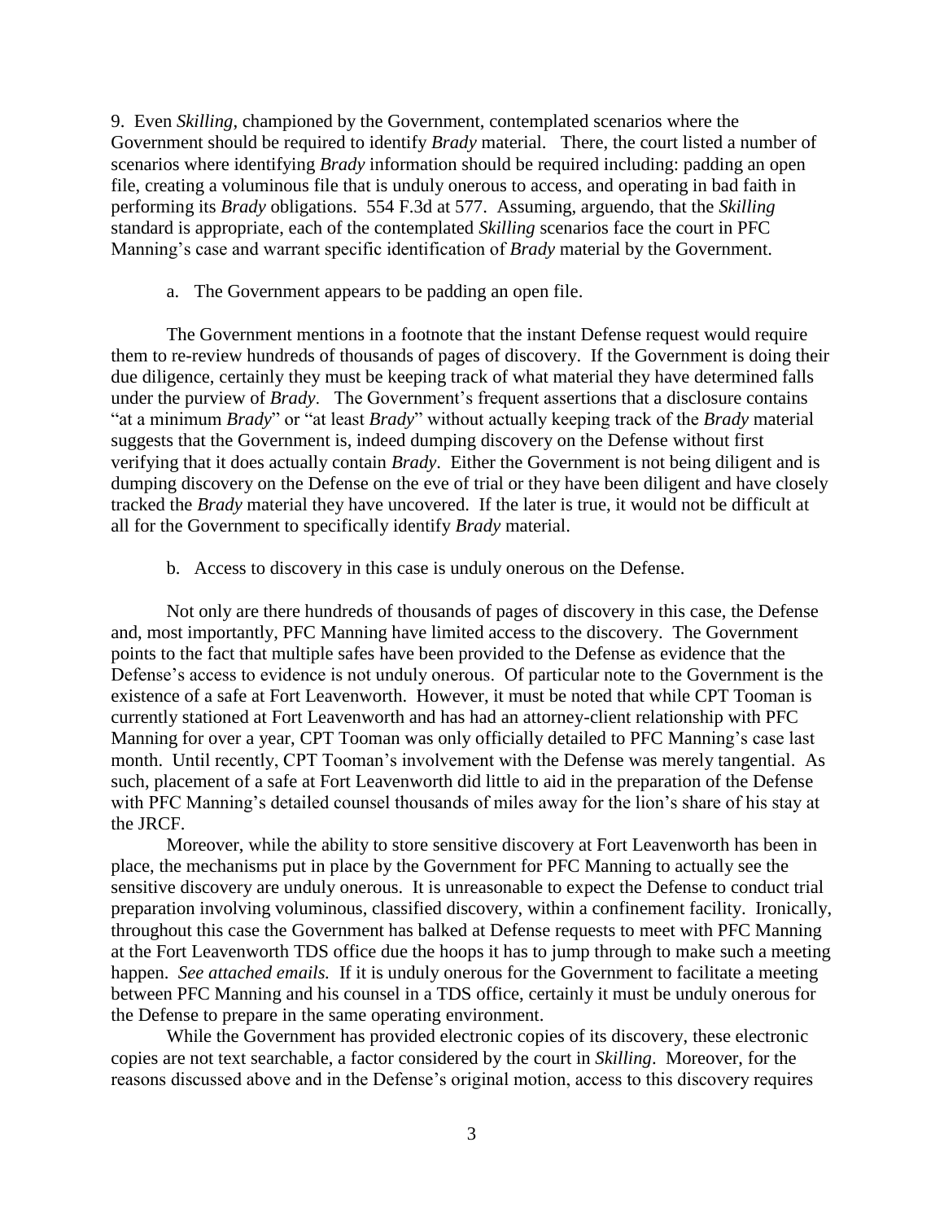9. Even *Skilling*, championed by the Government, contemplated scenarios where the Government should be required to identify *Brady* material. There, the court listed a number of scenarios where identifying *Brady* information should be required including: padding an open file, creating a voluminous file that is unduly onerous to access, and operating in bad faith in performing its *Brady* obligations. 554 F.3d at 577. Assuming, arguendo, that the *Skilling* standard is appropriate, each of the contemplated *Skilling* scenarios face the court in PFC Manning's case and warrant specific identification of *Brady* material by the Government.

a. The Government appears to be padding an open file.

The Government mentions in a footnote that the instant Defense request would require them to re-review hundreds of thousands of pages of discovery. If the Government is doing their due diligence, certainly they must be keeping track of what material they have determined falls under the purview of *Brady*. The Government's frequent assertions that a disclosure contains "at a minimum *Brady*" or "at least *Brady*" without actually keeping track of the *Brady* material suggests that the Government is, indeed dumping discovery on the Defense without first verifying that it does actually contain *Brady*. Either the Government is not being diligent and is dumping discovery on the Defense on the eve of trial or they have been diligent and have closely tracked the *Brady* material they have uncovered. If the later is true, it would not be difficult at all for the Government to specifically identify *Brady* material.

b. Access to discovery in this case is unduly onerous on the Defense.

Not only are there hundreds of thousands of pages of discovery in this case, the Defense and, most importantly, PFC Manning have limited access to the discovery. The Government points to the fact that multiple safes have been provided to the Defense as evidence that the Defense's access to evidence is not unduly onerous. Of particular note to the Government is the existence of a safe at Fort Leavenworth. However, it must be noted that while CPT Tooman is currently stationed at Fort Leavenworth and has had an attorney-client relationship with PFC Manning for over a year, CPT Tooman was only officially detailed to PFC Manning's case last month. Until recently, CPT Tooman's involvement with the Defense was merely tangential. As such, placement of a safe at Fort Leavenworth did little to aid in the preparation of the Defense with PFC Manning's detailed counsel thousands of miles away for the lion's share of his stay at the JRCF.

Moreover, while the ability to store sensitive discovery at Fort Leavenworth has been in place, the mechanisms put in place by the Government for PFC Manning to actually see the sensitive discovery are unduly onerous. It is unreasonable to expect the Defense to conduct trial preparation involving voluminous, classified discovery, within a confinement facility. Ironically, throughout this case the Government has balked at Defense requests to meet with PFC Manning at the Fort Leavenworth TDS office due the hoops it has to jump through to make such a meeting happen. *See attached emails.* If it is unduly onerous for the Government to facilitate a meeting between PFC Manning and his counsel in a TDS office, certainly it must be unduly onerous for the Defense to prepare in the same operating environment.

While the Government has provided electronic copies of its discovery, these electronic copies are not text searchable, a factor considered by the court in *Skilling*. Moreover, for the reasons discussed above and in the Defense's original motion, access to this discovery requires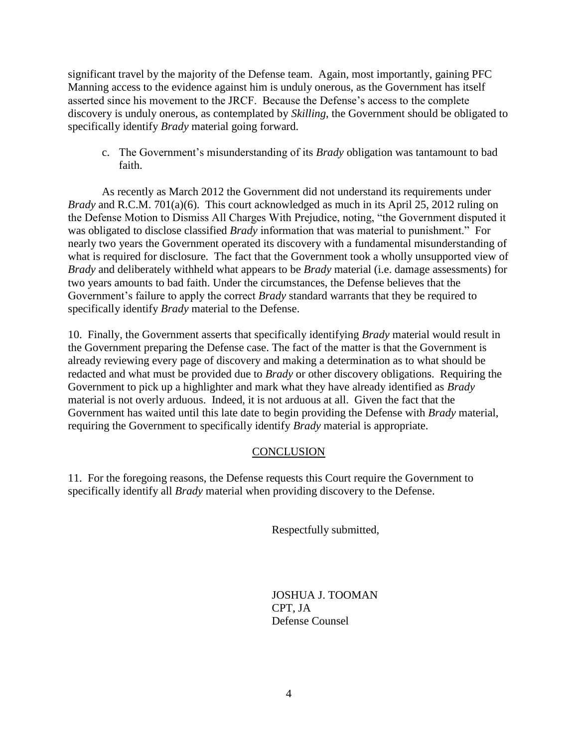significant travel by the majority of the Defense team. Again, most importantly, gaining PFC Manning access to the evidence against him is unduly onerous, as the Government has itself asserted since his movement to the JRCF. Because the Defense's access to the complete discovery is unduly onerous, as contemplated by *Skilling*, the Government should be obligated to specifically identify *Brady* material going forward.

c. The Government's misunderstanding of its *Brady* obligation was tantamount to bad faith.

As recently as March 2012 the Government did not understand its requirements under *Brady* and R.C.M. 701(a)(6). This court acknowledged as much in its April 25, 2012 ruling on the Defense Motion to Dismiss All Charges With Prejudice, noting, "the Government disputed it was obligated to disclose classified *Brady* information that was material to punishment." For nearly two years the Government operated its discovery with a fundamental misunderstanding of what is required for disclosure. The fact that the Government took a wholly unsupported view of *Brady* and deliberately withheld what appears to be *Brady* material (i.e. damage assessments) for two years amounts to bad faith. Under the circumstances, the Defense believes that the Government's failure to apply the correct *Brady* standard warrants that they be required to specifically identify *Brady* material to the Defense.

10. Finally, the Government asserts that specifically identifying *Brady* material would result in the Government preparing the Defense case. The fact of the matter is that the Government is already reviewing every page of discovery and making a determination as to what should be redacted and what must be provided due to *Brady* or other discovery obligations. Requiring the Government to pick up a highlighter and mark what they have already identified as *Brady* material is not overly arduous. Indeed, it is not arduous at all. Given the fact that the Government has waited until this late date to begin providing the Defense with *Brady* material, requiring the Government to specifically identify *Brady* material is appropriate.

## CONCLUSION

11. For the foregoing reasons, the Defense requests this Court require the Government to specifically identify all *Brady* material when providing discovery to the Defense.

Respectfully submitted,

JOSHUA J. TOOMAN  
CPT, JA  
Defense Counsel